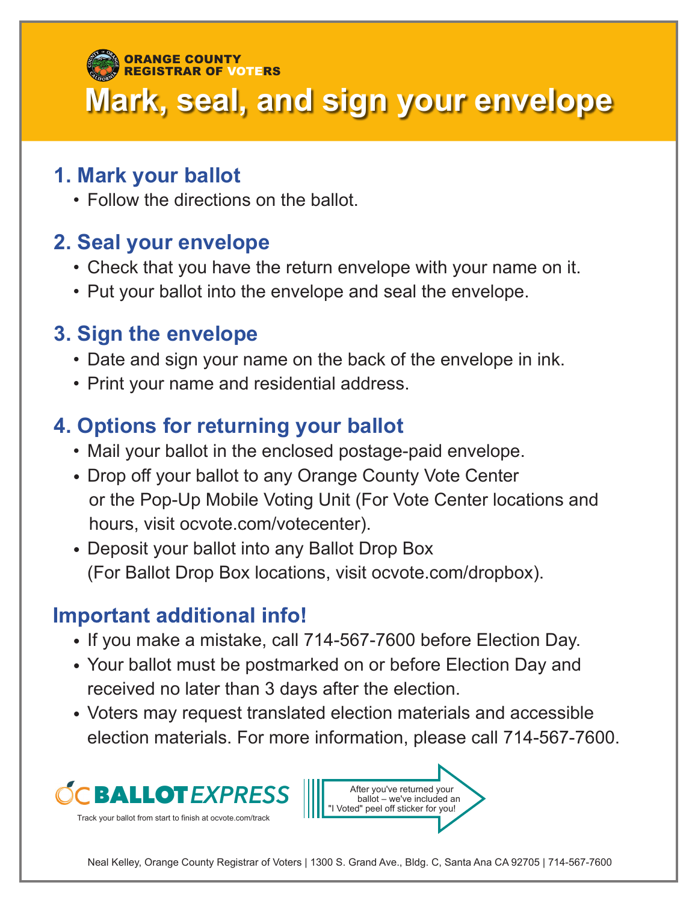ORANGE COUNTY REGISTRAR OF VOTERS

# Mark, seal, and sign your envelope

## 1. Mark your ballot

- Follow the directions on the ballot.

## 2. Seal your envelope

- Check that you have the return envelope with your name on it.
- Put your ballot into the envelope and seal the envelope.

## 3. Sign the envelope

- Date and sign your name on the back of the envelope in ink.
- Print your name and residential address.

## 4. Options for returning your ballot

- Mail your ballot in the enclosed postage-paid envelope.
- Drop off your ballot to any Orange County Vote Center or the Pop-Up Mobile Voting Unit (For Vote Center locations and hours, visit ocvote.com/votecenter).
- Deposit your ballot into any Ballot Drop Box (For Ballot Drop Box locations, visit ocvote.com/dropbox).

## Important additional info!

- If you make a mistake, call 714-567-7600 before Election Day.
- Your ballot must be postmarked on or before Election Day and received no later than 3 days after the election.
- Voters may request translated election materials and accessible election materials. For more information, please call 714-567-7600.

OC BALLOT EXPRESS

Track your ballot from start to finish at ocvote.com/track

After you've returned your ballot – we've included an "I Voted" peel off sticker for you!

Neal Kelley, Orange County Registrar of Voters | 1300 S. Grand Ave., Bldg. C, Santa Ana CA 92705 | 714-567-7600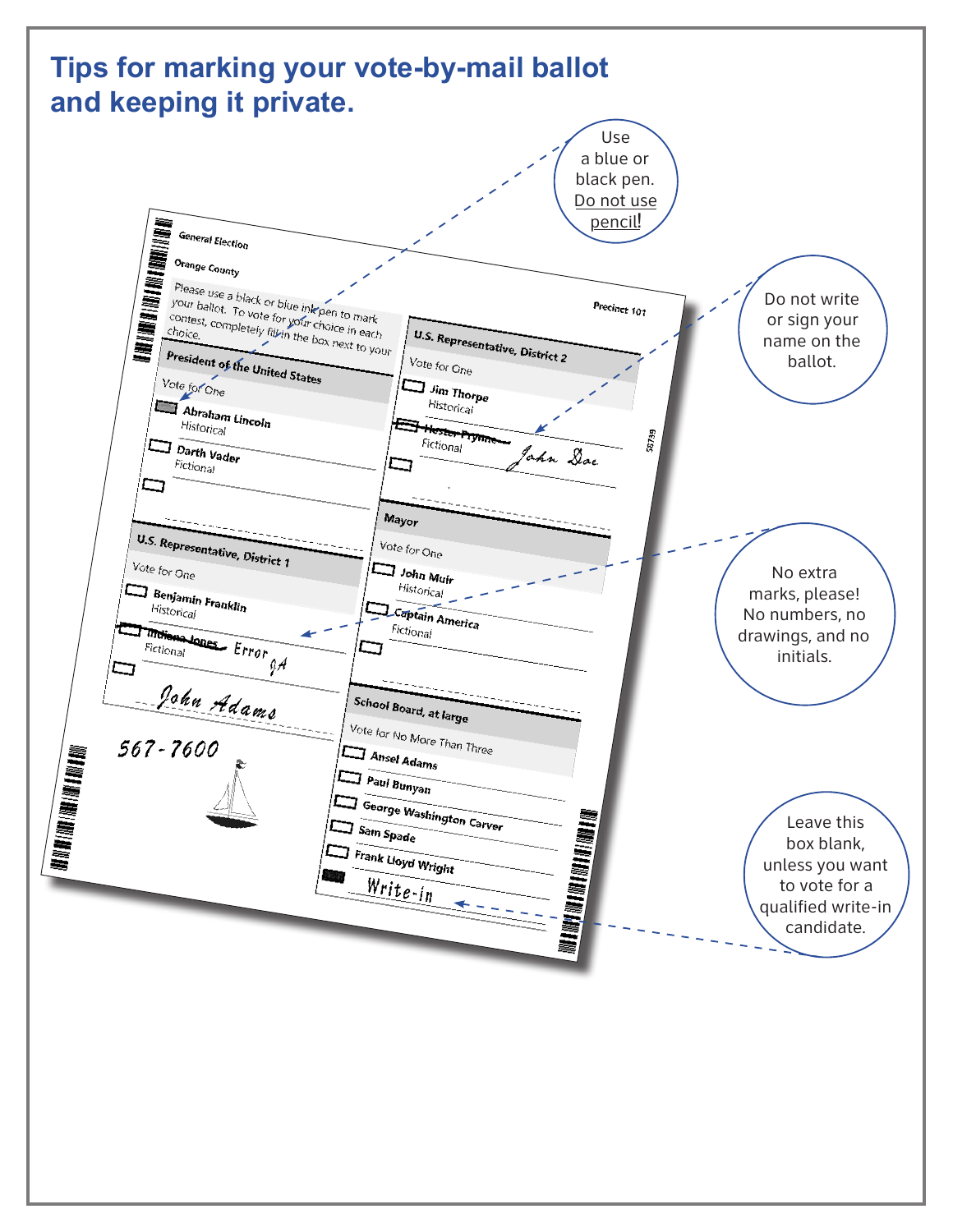# Tips for marking your vote-by-mail ballot and keeping it private.

Use a blue or black pen. Do not use pencil!

Do not write or sign your name on the ballot.

No extra marks, please! No numbers, no drawings, and no initials.

Leave this box blank, unless you want to vote for a qualified write-in candidate.

General Election

Orange County

Precinct 101

Please use a black or blue ink pen to mark your ballot. To vote for your choice in each contest, completely fill in the box next to your choice.

**President of the United States**

Vote for One

- Abraham Lincoln — Historical
- Darth Vader — Fictional
- (write-in)

**U.S. Representative, District 1**

Vote for One

- Benjamin Franklin — Historical
- Indiana Jones — Fictional   Error JA
- John Adams

567-7600

**U.S. Representative, District 2**

Vote for One

- Jim Thorpe — Historical
- Hester Prynne — Fictional   John Doe
- (write-in)

**Mayor**

Vote for One

- John Muir — Historical
- Captain America — Fictional
- (write-in)

**School Board, at large**

Vote for No More Than Three

- Ansel Adams
- Paul Bunyan
- George Washington Carver
- Sam Spade
- Frank Lloyd Wright
- Write-in

58739